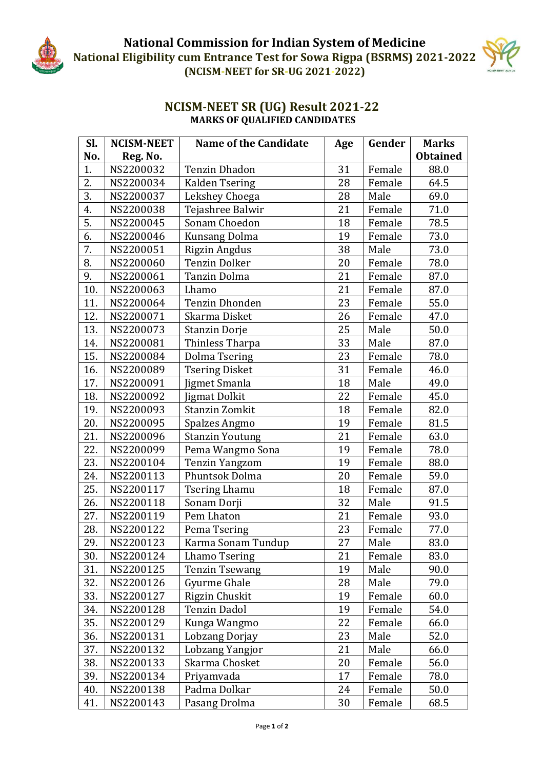# National Commission for Indian System of Medicine

## National Eligibility cum Entrance Test for Sowa Rigpa (BSRMS) 2021-2022

### (NCISM-NEET for SR-UG 2021-2022)

## NCISM-NEET SR (UG) Result 2021-22

**MARKS OF QUALIFIED CANDIDATES**

| Sl. No. | NCISM-NEET Reg. No. | Name of the Candidate | Age | Gender | Marks Obtained |
|---|---|---|---|---|---|
| 1. | NS2200032 | Tenzin Dhadon | 31 | Female | 88.0 |
| 2. | NS2200034 | Kalden Tsering | 28 | Female | 64.5 |
| 3. | NS2200037 | Lekshey Choega | 28 | Male | 69.0 |
| 4. | NS2200038 | Tejashree Balwir | 21 | Female | 71.0 |
| 5. | NS2200045 | Sonam Choedon | 18 | Female | 78.5 |
| 6. | NS2200046 | Kunsang Dolma | 19 | Female | 73.0 |
| 7. | NS2200051 | Rigzin Angdus | 38 | Male | 73.0 |
| 8. | NS2200060 | Tenzin Dolker | 20 | Female | 78.0 |
| 9. | NS2200061 | Tanzin Dolma | 21 | Female | 87.0 |
| 10. | NS2200063 | Lhamo | 21 | Female | 87.0 |
| 11. | NS2200064 | Tenzin Dhonden | 23 | Female | 55.0 |
| 12. | NS2200071 | Skarma Disket | 26 | Female | 47.0 |
| 13. | NS2200073 | Stanzin Dorje | 25 | Male | 50.0 |
| 14. | NS2200081 | Thinless Tharpa | 33 | Male | 87.0 |
| 15. | NS2200084 | Dolma Tsering | 23 | Female | 78.0 |
| 16. | NS2200089 | Tsering Disket | 31 | Female | 46.0 |
| 17. | NS2200091 | Jigmet Smanla | 18 | Male | 49.0 |
| 18. | NS2200092 | Jigmat Dolkit | 22 | Female | 45.0 |
| 19. | NS2200093 | Stanzin Zomkit | 18 | Female | 82.0 |
| 20. | NS2200095 | Spalzes Angmo | 19 | Female | 81.5 |
| 21. | NS2200096 | Stanzin Youtung | 21 | Female | 63.0 |
| 22. | NS2200099 | Pema Wangmo Sona | 19 | Female | 78.0 |
| 23. | NS2200104 | Tenzin Yangzom | 19 | Female | 88.0 |
| 24. | NS2200113 | Phuntsok Dolma | 20 | Female | 59.0 |
| 25. | NS2200117 | Tsering Lhamu | 18 | Female | 87.0 |
| 26. | NS2200118 | Sonam Dorji | 32 | Male | 91.5 |
| 27. | NS2200119 | Pem Lhaton | 21 | Female | 93.0 |
| 28. | NS2200122 | Pema Tsering | 23 | Female | 77.0 |
| 29. | NS2200123 | Karma Sonam Tundup | 27 | Male | 83.0 |
| 30. | NS2200124 | Lhamo Tsering | 21 | Female | 83.0 |
| 31. | NS2200125 | Tenzin Tsewang | 19 | Male | 90.0 |
| 32. | NS2200126 | Gyurme Ghale | 28 | Male | 79.0 |
| 33. | NS2200127 | Rigzin Chuskit | 19 | Female | 60.0 |
| 34. | NS2200128 | Tenzin Dadol | 19 | Female | 54.0 |
| 35. | NS2200129 | Kunga Wangmo | 22 | Female | 66.0 |
| 36. | NS2200131 | Lobzang Dorjay | 23 | Male | 52.0 |
| 37. | NS2200132 | Lobzang Yangjor | 21 | Male | 66.0 |
| 38. | NS2200133 | Skarma Chosket | 20 | Female | 56.0 |
| 39. | NS2200134 | Priyamvada | 17 | Female | 78.0 |
| 40. | NS2200138 | Padma Dolkar | 24 | Female | 50.0 |
| 41. | NS2200143 | Pasang Drolma | 30 | Female | 68.5 |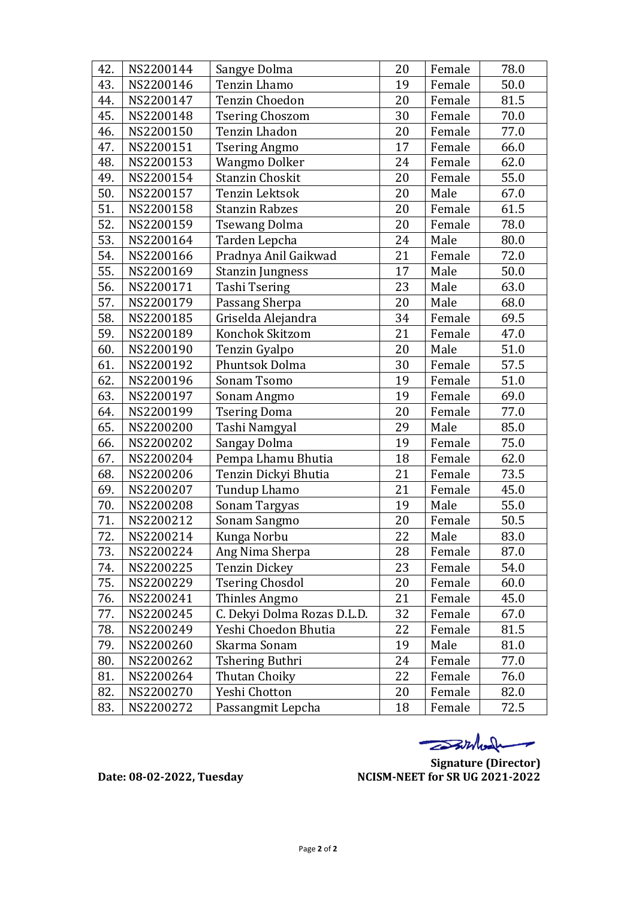| | | | | | |
|---|---|---|---|---|---|
| 42. | NS2200144 | Sangye Dolma | 20 | Female | 78.0 |
| 43. | NS2200146 | Tenzin Lhamo | 19 | Female | 50.0 |
| 44. | NS2200147 | Tenzin Choedon | 20 | Female | 81.5 |
| 45. | NS2200148 | Tsering Choszom | 30 | Female | 70.0 |
| 46. | NS2200150 | Tenzin Lhadon | 20 | Female | 77.0 |
| 47. | NS2200151 | Tsering Angmo | 17 | Female | 66.0 |
| 48. | NS2200153 | Wangmo Dolker | 24 | Female | 62.0 |
| 49. | NS2200154 | Stanzin Choskit | 20 | Female | 55.0 |
| 50. | NS2200157 | Tenzin Lektsok | 20 | Male | 67.0 |
| 51. | NS2200158 | Stanzin Rabzes | 20 | Female | 61.5 |
| 52. | NS2200159 | Tsewang Dolma | 20 | Female | 78.0 |
| 53. | NS2200164 | Tarden Lepcha | 24 | Male | 80.0 |
| 54. | NS2200166 | Pradnya Anil Gaikwad | 21 | Female | 72.0 |
| 55. | NS2200169 | Stanzin Jungness | 17 | Male | 50.0 |
| 56. | NS2200171 | Tashi Tsering | 23 | Male | 63.0 |
| 57. | NS2200179 | Passang Sherpa | 20 | Male | 68.0 |
| 58. | NS2200185 | Griselda Alejandra | 34 | Female | 69.5 |
| 59. | NS2200189 | Konchok Skitzom | 21 | Female | 47.0 |
| 60. | NS2200190 | Tenzin Gyalpo | 20 | Male | 51.0 |
| 61. | NS2200192 | Phuntsok Dolma | 30 | Female | 57.5 |
| 62. | NS2200196 | Sonam Tsomo | 19 | Female | 51.0 |
| 63. | NS2200197 | Sonam Angmo | 19 | Female | 69.0 |
| 64. | NS2200199 | Tsering Doma | 20 | Female | 77.0 |
| 65. | NS2200200 | Tashi Namgyal | 29 | Male | 85.0 |
| 66. | NS2200202 | Sangay Dolma | 19 | Female | 75.0 |
| 67. | NS2200204 | Pempa Lhamu Bhutia | 18 | Female | 62.0 |
| 68. | NS2200206 | Tenzin Dickyi Bhutia | 21 | Female | 73.5 |
| 69. | NS2200207 | Tundup Lhamo | 21 | Female | 45.0 |
| 70. | NS2200208 | Sonam Targyas | 19 | Male | 55.0 |
| 71. | NS2200212 | Sonam Sangmo | 20 | Female | 50.5 |
| 72. | NS2200214 | Kunga Norbu | 22 | Male | 83.0 |
| 73. | NS2200224 | Ang Nima Sherpa | 28 | Female | 87.0 |
| 74. | NS2200225 | Tenzin Dickey | 23 | Female | 54.0 |
| 75. | NS2200229 | Tsering Chosdol | 20 | Female | 60.0 |
| 76. | NS2200241 | Thinles Angmo | 21 | Female | 45.0 |
| 77. | NS2200245 | C. Dekyi Dolma Rozas D.L.D. | 32 | Female | 67.0 |
| 78. | NS2200249 | Yeshi Choedon Bhutia | 22 | Female | 81.5 |
| 79. | NS2200260 | Skarma Sonam | 19 | Male | 81.0 |
| 80. | NS2200262 | Tshering Buthri | 24 | Female | 77.0 |
| 81. | NS2200264 | Thutan Choiky | 22 | Female | 76.0 |
| 82. | NS2200270 | Yeshi Chotton | 20 | Female | 82.0 |
| 83. | NS2200272 | Passangmit Lepcha | 18 | Female | 72.5 |

**Signature (Director)**
**NCISM-NEET for SR UG 2021-2022**

**Date: 08-02-2022, Tuesday**